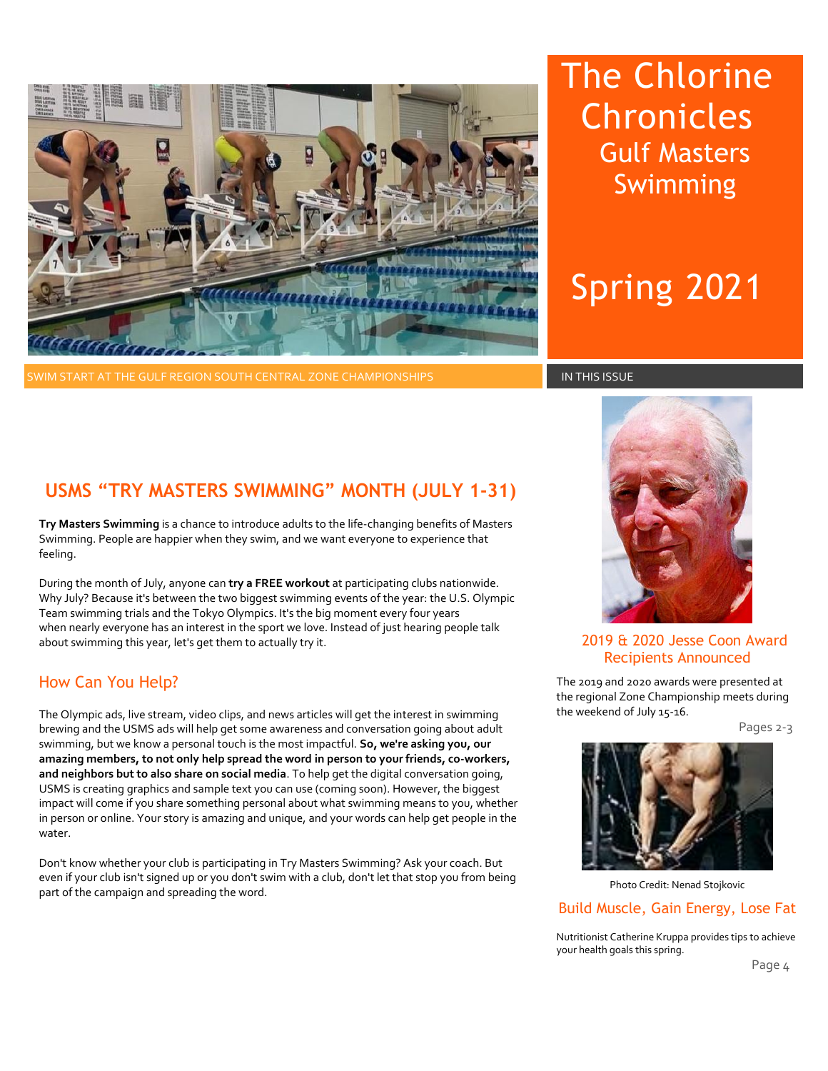# The Chlorine Chronicles

## Gulf Masters Swimming

## Spring 2021

SWIM START AT THE GULF REGION SOUTH CENTRAL ZONE CHAMPIONSHIPS

## USMS "TRY MASTERS SWIMMING" MONTH (JULY 1-31)

**Try Masters Swimming** is a chance to introduce adults to the life-changing benefits of Masters Swimming. People are happier when they swim, and we want everyone to experience that feeling.

During the month of July, anyone can **try a FREE workout** at participating clubs nationwide. Why July? Because it's between the two biggest swimming events of the year: the U.S. Olympic Team swimming trials and the Tokyo Olympics. It's the big moment every four years when nearly everyone has an interest in the sport we love. Instead of just hearing people talk about swimming this year, let's get them to actually try it.

### How Can You Help?

The Olympic ads, live stream, video clips, and news articles will get the interest in swimming brewing and the USMS ads will help get some awareness and conversation going about adult swimming, but we know a personal touch is the most impactful. **So, we're asking you, our amazing members, to not only help spread the word in person to your friends, co-workers, and neighbors but to also share on social media**. To help get the digital conversation going, USMS is creating graphics and sample text you can use (coming soon). However, the biggest impact will come if you share something personal about what swimming means to you, whether in person or online. Your story is amazing and unique, and your words can help get people in the water.

Don't know whether your club is participating in Try Masters Swimming? Ask your coach. But even if your club isn't signed up or you don't swim with a club, don't let that stop you from being part of the campaign and spreading the word.

---

IN THIS ISSUE

### 2019 & 2020 Jesse Coon Award Recipients Announced

The 2019 and 2020 awards were presented at the regional Zone Championship meets during the weekend of July 15-16.

Pages 2-3

Photo Credit: Nenad Stojkovic

### Build Muscle, Gain Energy, Lose Fat

Nutritionist Catherine Kruppa provides tips to achieve your health goals this spring.

Page 4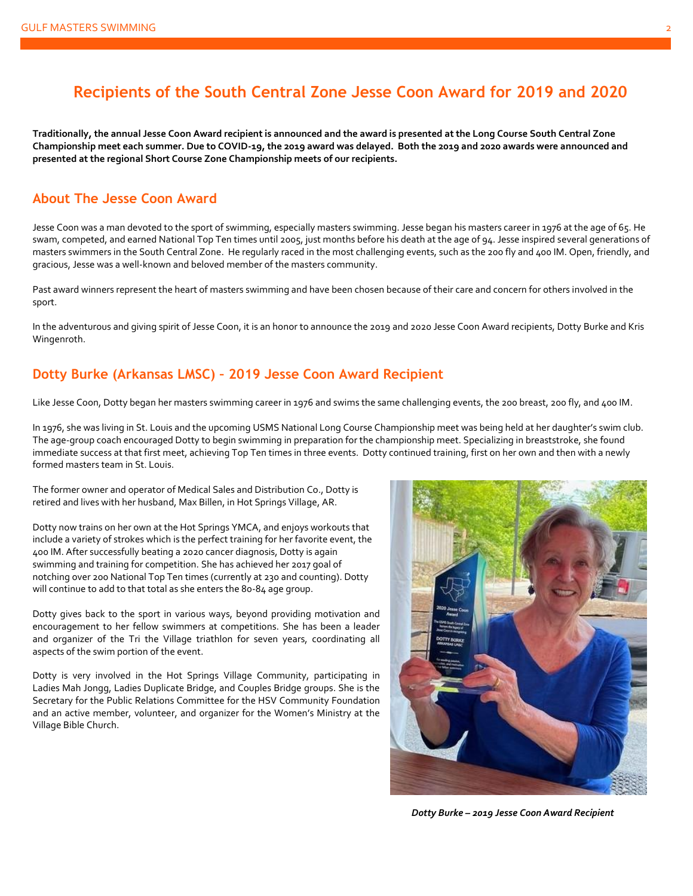# Recipients of the South Central Zone Jesse Coon Award for 2019 and 2020

**Traditionally, the annual Jesse Coon Award recipient is announced and the award is presented at the Long Course South Central Zone Championship meet each summer. Due to COVID-19, the 2019 award was delayed. Both the 2019 and 2020 awards were announced and presented at the regional Short Course Zone Championship meets of our recipients.**

## About The Jesse Coon Award

Jesse Coon was a man devoted to the sport of swimming, especially masters swimming. Jesse began his masters career in 1976 at the age of 65. He swam, competed, and earned National Top Ten times until 2005, just months before his death at the age of 94. Jesse inspired several generations of masters swimmers in the South Central Zone. He regularly raced in the most challenging events, such as the 200 fly and 400 IM. Open, friendly, and gracious, Jesse was a well-known and beloved member of the masters community.

Past award winners represent the heart of masters swimming and have been chosen because of their care and concern for others involved in the sport.

In the adventurous and giving spirit of Jesse Coon, it is an honor to announce the 2019 and 2020 Jesse Coon Award recipients, Dotty Burke and Kris Wingenroth.

## Dotty Burke (Arkansas LMSC) – 2019 Jesse Coon Award Recipient

Like Jesse Coon, Dotty began her masters swimming career in 1976 and swims the same challenging events, the 200 breast, 200 fly, and 400 IM.

In 1976, she was living in St. Louis and the upcoming USMS National Long Course Championship meet was being held at her daughter's swim club. The age-group coach encouraged Dotty to begin swimming in preparation for the championship meet. Specializing in breaststroke, she found immediate success at that first meet, achieving Top Ten times in three events. Dotty continued training, first on her own and then with a newly formed masters team in St. Louis.

The former owner and operator of Medical Sales and Distribution Co., Dotty is retired and lives with her husband, Max Billen, in Hot Springs Village, AR.

Dotty now trains on her own at the Hot Springs YMCA, and enjoys workouts that include a variety of strokes which is the perfect training for her favorite event, the 400 IM. After successfully beating a 2020 cancer diagnosis, Dotty is again swimming and training for competition. She has achieved her 2017 goal of notching over 200 National Top Ten times (currently at 230 and counting). Dotty will continue to add to that total as she enters the 80-84 age group.

Dotty gives back to the sport in various ways, beyond providing motivation and encouragement to her fellow swimmers at competitions. She has been a leader and organizer of the Tri the Village triathlon for seven years, coordinating all aspects of the swim portion of the event.

Dotty is very involved in the Hot Springs Village Community, participating in Ladies Mah Jongg, Ladies Duplicate Bridge, and Couples Bridge groups. She is the Secretary for the Public Relations Committee for the HSV Community Foundation and an active member, volunteer, and organizer for the Women's Ministry at the Village Bible Church.

*Dotty Burke – 2019 Jesse Coon Award Recipient*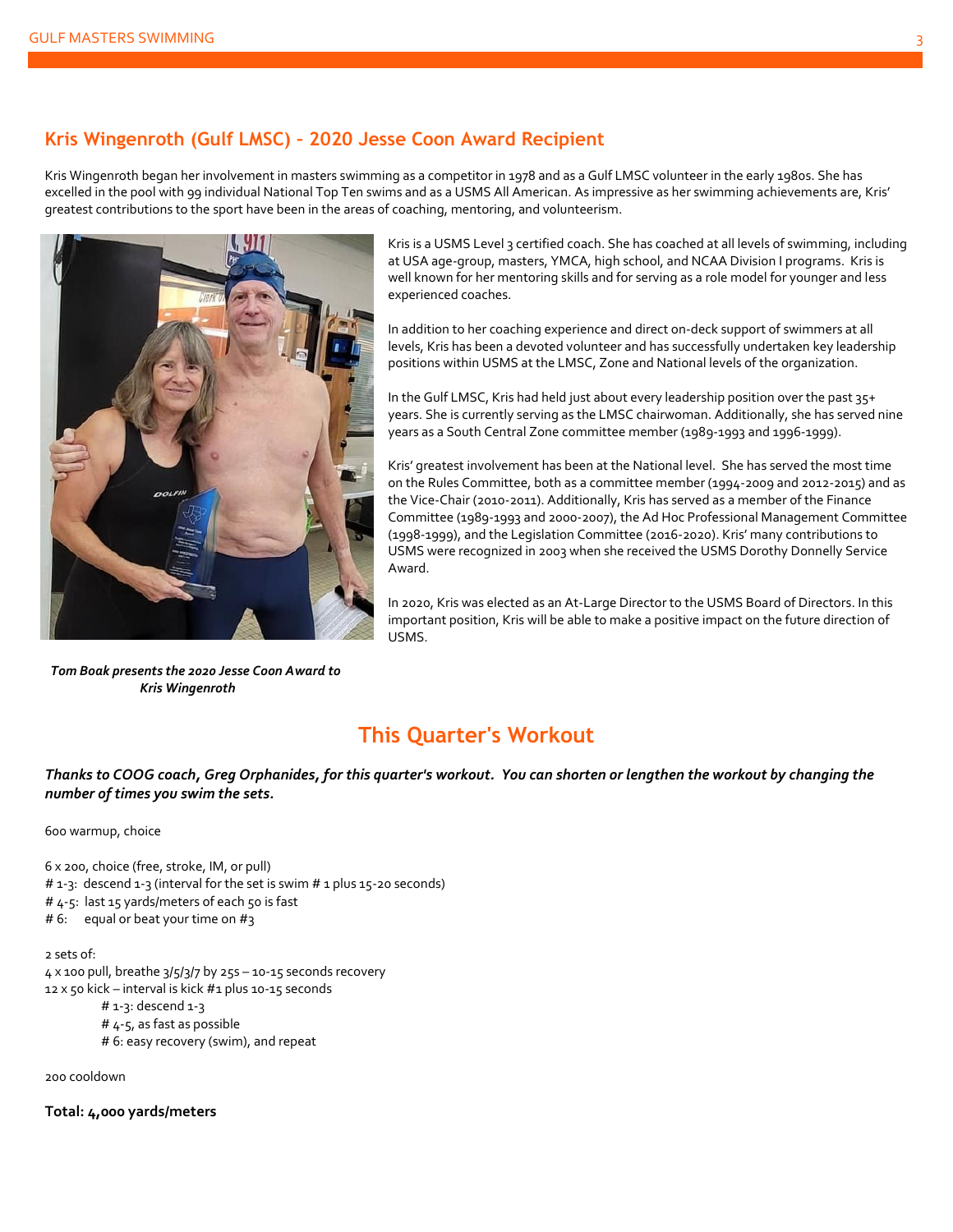## Kris Wingenroth (Gulf LMSC) - 2020 Jesse Coon Award Recipient

Kris Wingenroth began her involvement in masters swimming as a competitor in 1978 and as a Gulf LMSC volunteer in the early 1980s. She has excelled in the pool with 99 individual National Top Ten swims and as a USMS All American. As impressive as her swimming achievements are, Kris' greatest contributions to the sport have been in the areas of coaching, mentoring, and volunteerism.

Kris is a USMS Level 3 certified coach. She has coached at all levels of swimming, including at USA age-group, masters, YMCA, high school, and NCAA Division I programs. Kris is well known for her mentoring skills and for serving as a role model for younger and less experienced coaches.

In addition to her coaching experience and direct on-deck support of swimmers at all levels, Kris has been a devoted volunteer and has successfully undertaken key leadership positions within USMS at the LMSC, Zone and National levels of the organization.

In the Gulf LMSC, Kris had held just about every leadership position over the past 35+ years. She is currently serving as the LMSC chairwoman. Additionally, she has served nine years as a South Central Zone committee member (1989-1993 and 1996-1999).

Kris' greatest involvement has been at the National level. She has served the most time on the Rules Committee, both as a committee member (1994-2009 and 2012-2015) and as the Vice-Chair (2010-2011). Additionally, Kris has served as a member of the Finance Committee (1989-1993 and 2000-2007), the Ad Hoc Professional Management Committee (1998-1999), and the Legislation Committee (2016-2020). Kris' many contributions to USMS were recognized in 2003 when she received the USMS Dorothy Donnelly Service Award.

In 2020, Kris was elected as an At-Large Director to the USMS Board of Directors. In this important position, Kris will be able to make a positive impact on the future direction of USMS.

***Tom Boak presents the 2020 Jesse Coon Award to Kris Wingenroth***

## This Quarter's Workout

***Thanks to COOG coach, Greg Orphanides, for this quarter's workout. You can shorten or lengthen the workout by changing the number of times you swim the sets.***

600 warmup, choice

6 x 200, choice (free, stroke, IM, or pull)
# 1-3: descend 1-3 (interval for the set is swim # 1 plus 15-20 seconds)
# 4-5: last 15 yards/meters of each 50 is fast
# 6: equal or beat your time on #3

2 sets of:
4 x 100 pull, breathe 3/5/3/7 by 25s – 10-15 seconds recovery
12 x 50 kick – interval is kick #1 plus 10-15 seconds
- # 1-3: descend 1-3
- # 4-5, as fast as possible
- # 6: easy recovery (swim), and repeat

200 cooldown

**Total: 4,000 yards/meters**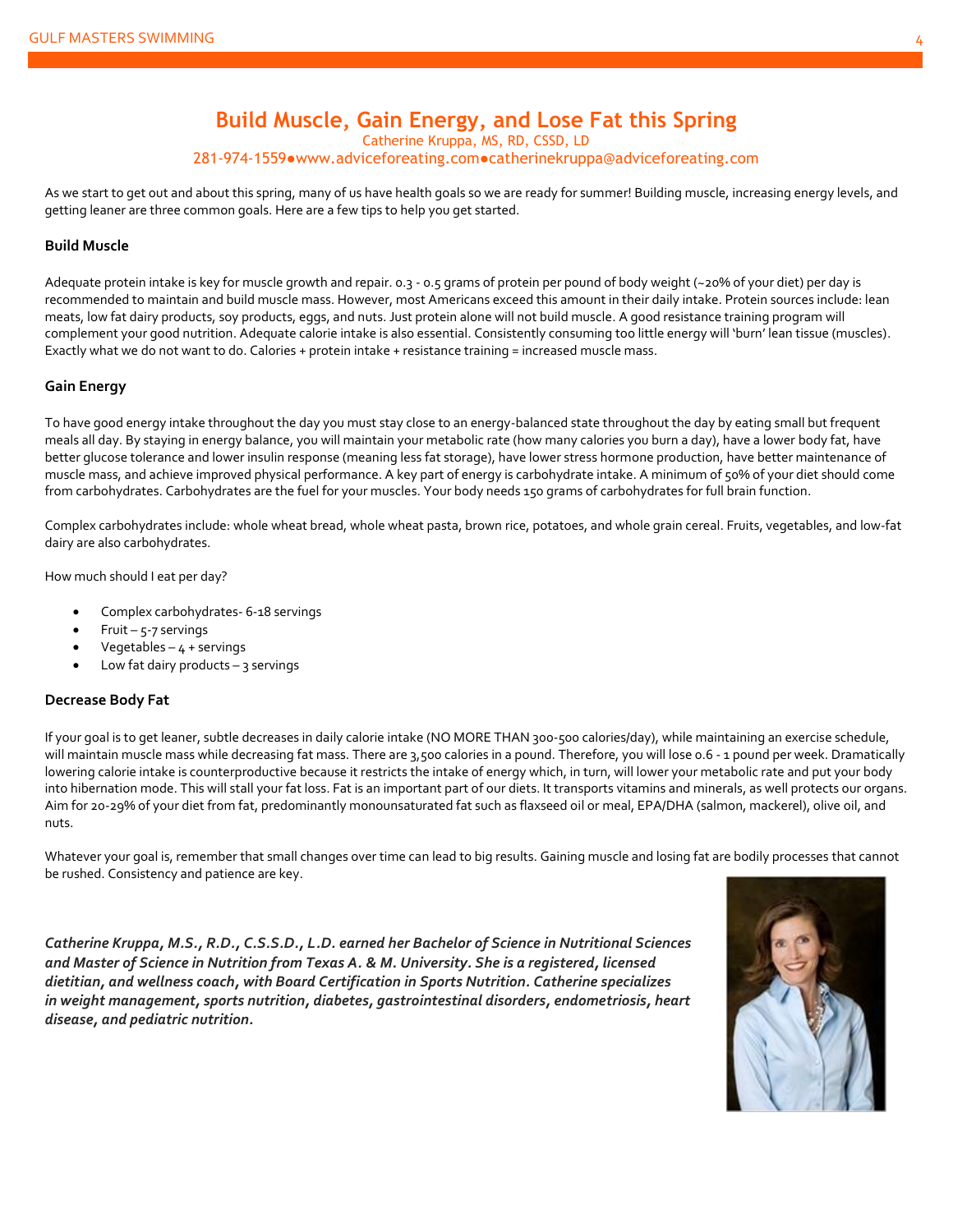# Build Muscle, Gain Energy, and Lose Fat this Spring

Catherine Kruppa, MS, RD, CSSD, LD

281-974-1559●www.adviceforeating.com●catherinekruppa@adviceforeating.com

As we start to get out and about this spring, many of us have health goals so we are ready for summer! Building muscle, increasing energy levels, and getting leaner are three common goals. Here are a few tips to help you get started.

### Build Muscle

Adequate protein intake is key for muscle growth and repair. 0.3 - 0.5 grams of protein per pound of body weight (~20% of your diet) per day is recommended to maintain and build muscle mass. However, most Americans exceed this amount in their daily intake. Protein sources include: lean meats, low fat dairy products, soy products, eggs, and nuts. Just protein alone will not build muscle. A good resistance training program will complement your good nutrition. Adequate calorie intake is also essential. Consistently consuming too little energy will 'burn' lean tissue (muscles). Exactly what we do not want to do. Calories + protein intake + resistance training = increased muscle mass.

### Gain Energy

To have good energy intake throughout the day you must stay close to an energy-balanced state throughout the day by eating small but frequent meals all day. By staying in energy balance, you will maintain your metabolic rate (how many calories you burn a day), have a lower body fat, have better glucose tolerance and lower insulin response (meaning less fat storage), have lower stress hormone production, have better maintenance of muscle mass, and achieve improved physical performance. A key part of energy is carbohydrate intake. A minimum of 50% of your diet should come from carbohydrates. Carbohydrates are the fuel for your muscles. Your body needs 150 grams of carbohydrates for full brain function.

Complex carbohydrates include: whole wheat bread, whole wheat pasta, brown rice, potatoes, and whole grain cereal. Fruits, vegetables, and low-fat dairy are also carbohydrates.

How much should I eat per day?

- Complex carbohydrates- 6-18 servings
- Fruit – 5-7 servings
- Vegetables – 4 + servings
- Low fat dairy products – 3 servings

### Decrease Body Fat

If your goal is to get leaner, subtle decreases in daily calorie intake (NO MORE THAN 300-500 calories/day), while maintaining an exercise schedule, will maintain muscle mass while decreasing fat mass. There are 3,500 calories in a pound. Therefore, you will lose 0.6 - 1 pound per week. Dramatically lowering calorie intake is counterproductive because it restricts the intake of energy which, in turn, will lower your metabolic rate and put your body into hibernation mode. This will stall your fat loss. Fat is an important part of our diets. It transports vitamins and minerals, as well protects our organs. Aim for 20-29% of your diet from fat, predominantly monounsaturated fat such as flaxseed oil or meal, EPA/DHA (salmon, mackerel), olive oil, and nuts.

Whatever your goal is, remember that small changes over time can lead to big results. Gaining muscle and losing fat are bodily processes that cannot be rushed. Consistency and patience are key.

***Catherine Kruppa, M.S., R.D., C.S.S.D., L.D. earned her Bachelor of Science in Nutritional Sciences and Master of Science in Nutrition from Texas A. & M. University. She is a registered, licensed dietitian, and wellness coach, with Board Certification in Sports Nutrition. Catherine specializes in weight management, sports nutrition, diabetes, gastrointestinal disorders, endometriosis, heart disease, and pediatric nutrition.***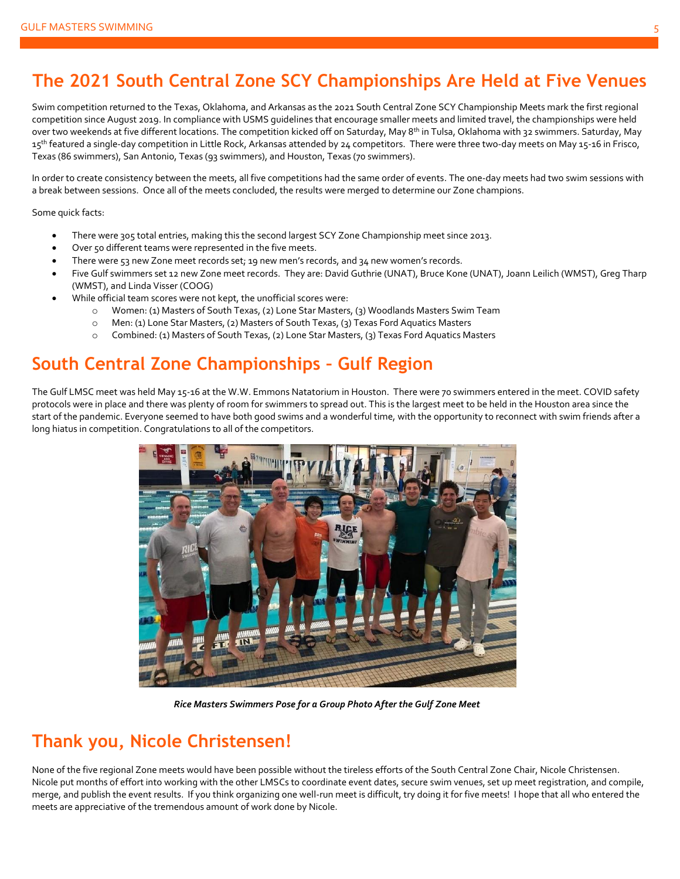## The 2021 South Central Zone SCY Championships Are Held at Five Venues

Swim competition returned to the Texas, Oklahoma, and Arkansas as the 2021 South Central Zone SCY Championship Meets mark the first regional competition since August 2019. In compliance with USMS guidelines that encourage smaller meets and limited travel, the championships were held over two weekends at five different locations. The competition kicked off on Saturday, May 8th in Tulsa, Oklahoma with 32 swimmers. Saturday, May 15th featured a single-day competition in Little Rock, Arkansas attended by 24 competitors. There were three two-day meets on May 15-16 in Frisco, Texas (86 swimmers), San Antonio, Texas (93 swimmers), and Houston, Texas (70 swimmers).

In order to create consistency between the meets, all five competitions had the same order of events. The one-day meets had two swim sessions with a break between sessions. Once all of the meets concluded, the results were merged to determine our Zone champions.

Some quick facts:

- There were 305 total entries, making this the second largest SCY Zone Championship meet since 2013.
- Over 50 different teams were represented in the five meets.
- There were 53 new Zone meet records set; 19 new men's records, and 34 new women's records.
- Five Gulf swimmers set 12 new Zone meet records. They are: David Guthrie (UNAT), Bruce Kone (UNAT), Joann Leilich (WMST), Greg Tharp (WMST), and Linda Visser (COOG)
- While official team scores were not kept, the unofficial scores were:
  - Women: (1) Masters of South Texas, (2) Lone Star Masters, (3) Woodlands Masters Swim Team
  - Men: (1) Lone Star Masters, (2) Masters of South Texas, (3) Texas Ford Aquatics Masters
  - Combined: (1) Masters of South Texas, (2) Lone Star Masters, (3) Texas Ford Aquatics Masters

## South Central Zone Championships – Gulf Region

The Gulf LMSC meet was held May 15-16 at the W.W. Emmons Natatorium in Houston. There were 70 swimmers entered in the meet. COVID safety protocols were in place and there was plenty of room for swimmers to spread out. This is the largest meet to be held in the Houston area since the start of the pandemic. Everyone seemed to have both good swims and a wonderful time, with the opportunity to reconnect with swim friends after a long hiatus in competition. Congratulations to all of the competitors.

*Rice Masters Swimmers Pose for a Group Photo After the Gulf Zone Meet*

## Thank you, Nicole Christensen!

None of the five regional Zone meets would have been possible without the tireless efforts of the South Central Zone Chair, Nicole Christensen. Nicole put months of effort into working with the other LMSCs to coordinate event dates, secure swim venues, set up meet registration, and compile, merge, and publish the event results. If you think organizing one well-run meet is difficult, try doing it for five meets! I hope that all who entered the meets are appreciative of the tremendous amount of work done by Nicole.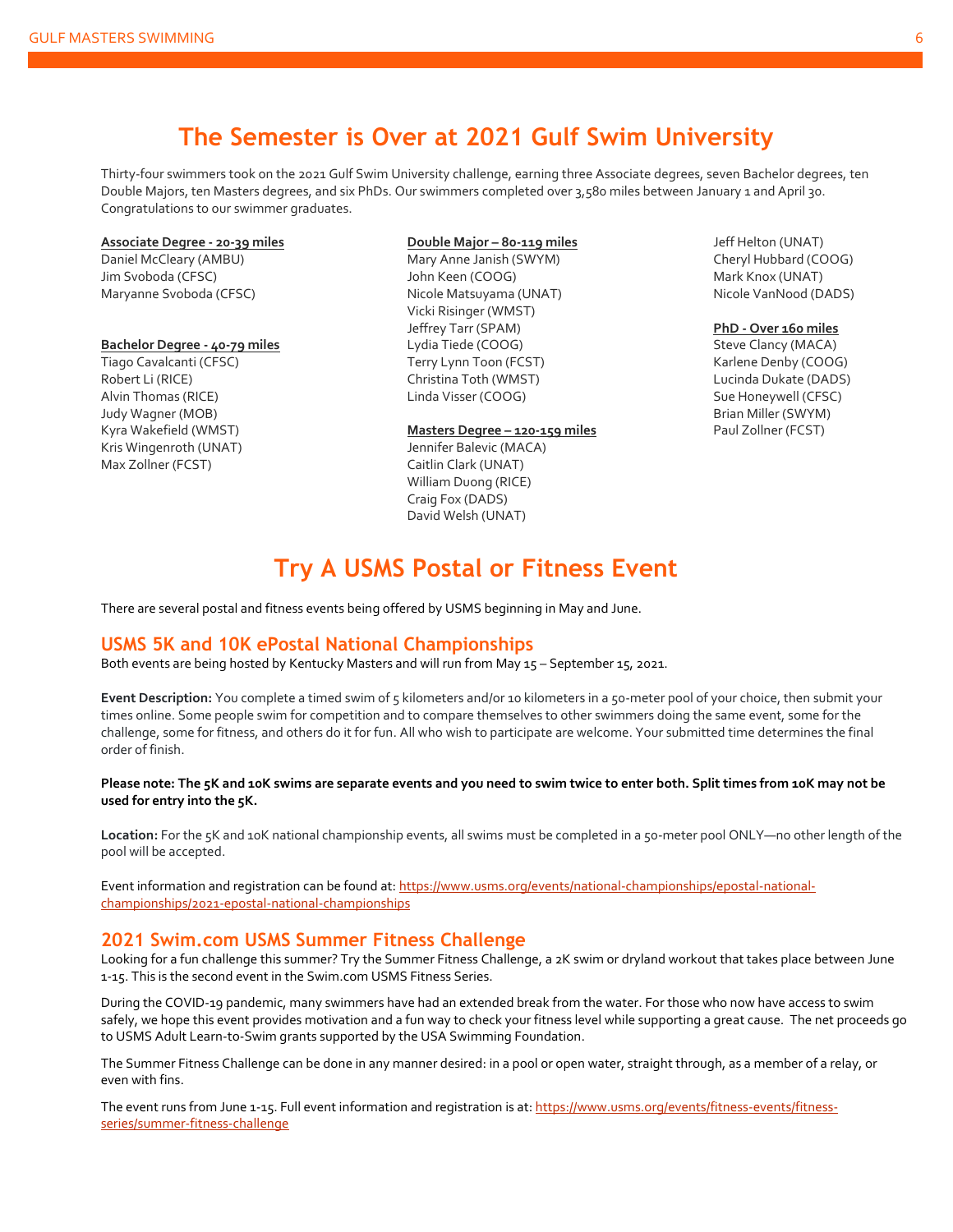# The Semester is Over at 2021 Gulf Swim University

Thirty-four swimmers took on the 2021 Gulf Swim University challenge, earning three Associate degrees, seven Bachelor degrees, ten Double Majors, ten Masters degrees, and six PhDs. Our swimmers completed over 3,580 miles between January 1 and April 30. Congratulations to our swimmer graduates.

**Associate Degree - 20-39 miles**
Daniel McCleary (AMBU)
Jim Svoboda (CFSC)
Maryanne Svoboda (CFSC)

**Bachelor Degree - 40-79 miles**
Tiago Cavalcanti (CFSC)
Robert Li (RICE)
Alvin Thomas (RICE)
Judy Wagner (MOB)
Kyra Wakefield (WMST)
Kris Wingenroth (UNAT)
Max Zollner (FCST)

**Double Major – 80-119 miles**
Mary Anne Janish (SWYM)
John Keen (COOG)
Nicole Matsuyama (UNAT)
Vicki Risinger (WMST)
Jeffrey Tarr (SPAM)
Lydia Tiede (COOG)
Terry Lynn Toon (FCST)
Christina Toth (WMST)
Linda Visser (COOG)

**Masters Degree – 120-159 miles**
Jennifer Balevic (MACA)
Caitlin Clark (UNAT)
William Duong (RICE)
Craig Fox (DADS)
David Welsh (UNAT)
Jeff Helton (UNAT)
Cheryl Hubbard (COOG)
Mark Knox (UNAT)
Nicole VanNood (DADS)

**PhD - Over 160 miles**
Steve Clancy (MACA)
Karlene Denby (COOG)
Lucinda Dukate (DADS)
Sue Honeywell (CFSC)
Brian Miller (SWYM)
Paul Zollner (FCST)

# Try A USMS Postal or Fitness Event

There are several postal and fitness events being offered by USMS beginning in May and June.

## USMS 5K and 10K ePostal National Championships

Both events are being hosted by Kentucky Masters and will run from May 15 – September 15, 2021.

**Event Description:** You complete a timed swim of 5 kilometers and/or 10 kilometers in a 50-meter pool of your choice, then submit your times online. Some people swim for competition and to compare themselves to other swimmers doing the same event, some for the challenge, some for fitness, and others do it for fun. All who wish to participate are welcome. Your submitted time determines the final order of finish.

**Please note: The 5K and 10K swims are separate events and you need to swim twice to enter both. Split times from 10K may not be used for entry into the 5K.**

**Location:** For the 5K and 10K national championship events, all swims must be completed in a 50-meter pool ONLY—no other length of the pool will be accepted.

Event information and registration can be found at: https://www.usms.org/events/national-championships/epostal-national-championships/2021-epostal-national-championships

## 2021 Swim.com USMS Summer Fitness Challenge

Looking for a fun challenge this summer? Try the Summer Fitness Challenge, a 2K swim or dryland workout that takes place between June 1-15. This is the second event in the Swim.com USMS Fitness Series.

During the COVID-19 pandemic, many swimmers have had an extended break from the water. For those who now have access to swim safely, we hope this event provides motivation and a fun way to check your fitness level while supporting a great cause. The net proceeds go to USMS Adult Learn-to-Swim grants supported by the USA Swimming Foundation.

The Summer Fitness Challenge can be done in any manner desired: in a pool or open water, straight through, as a member of a relay, or even with fins.

The event runs from June 1-15. Full event information and registration is at: https://www.usms.org/events/fitness-events/fitness-series/summer-fitness-challenge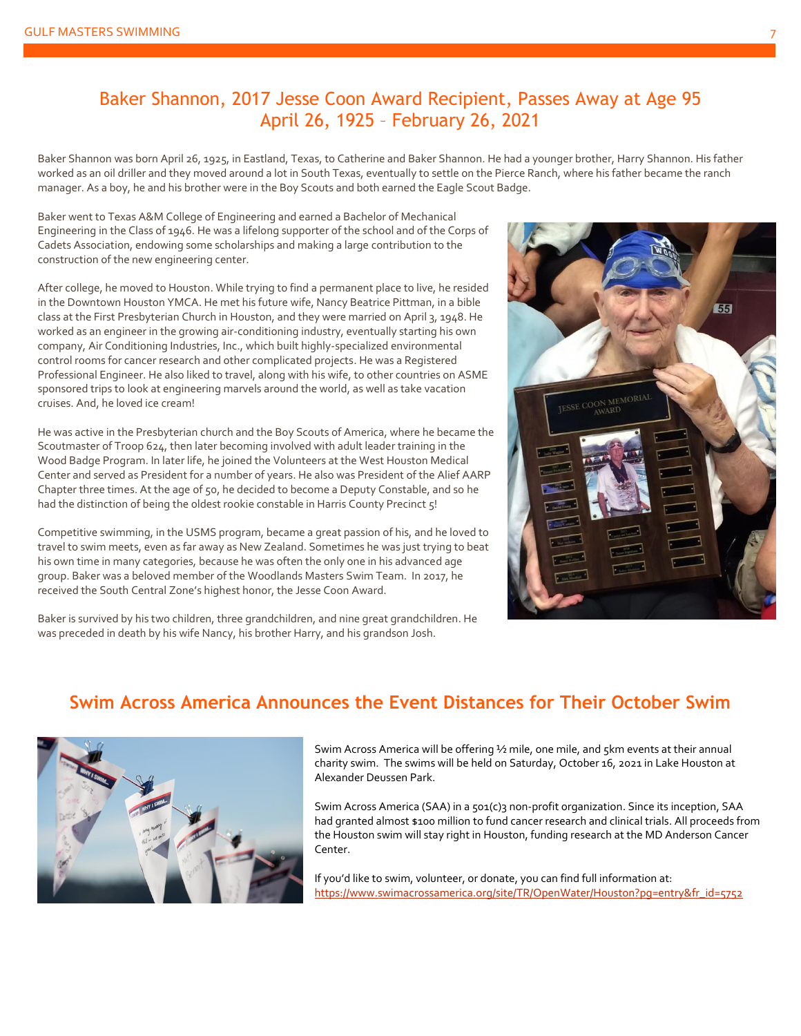## Baker Shannon, 2017 Jesse Coon Award Recipient, Passes Away at Age 95
## April 26, 1925 – February 26, 2021

Baker Shannon was born April 26, 1925, in Eastland, Texas, to Catherine and Baker Shannon. He had a younger brother, Harry Shannon. His father worked as an oil driller and they moved around a lot in South Texas, eventually to settle on the Pierce Ranch, where his father became the ranch manager. As a boy, he and his brother were in the Boy Scouts and both earned the Eagle Scout Badge.

Baker went to Texas A&M College of Engineering and earned a Bachelor of Mechanical Engineering in the Class of 1946. He was a lifelong supporter of the school and of the Corps of Cadets Association, endowing some scholarships and making a large contribution to the construction of the new engineering center.

After college, he moved to Houston. While trying to find a permanent place to live, he resided in the Downtown Houston YMCA. He met his future wife, Nancy Beatrice Pittman, in a bible class at the First Presbyterian Church in Houston, and they were married on April 3, 1948. He worked as an engineer in the growing air-conditioning industry, eventually starting his own company, Air Conditioning Industries, Inc., which built highly-specialized environmental control rooms for cancer research and other complicated projects. He was a Registered Professional Engineer. He also liked to travel, along with his wife, to other countries on ASME sponsored trips to look at engineering marvels around the world, as well as take vacation cruises. And, he loved ice cream!

He was active in the Presbyterian church and the Boy Scouts of America, where he became the Scoutmaster of Troop 624, then later becoming involved with adult leader training in the Wood Badge Program. In later life, he joined the Volunteers at the West Houston Medical Center and served as President for a number of years. He also was President of the Alief AARP Chapter three times. At the age of 50, he decided to become a Deputy Constable, and so he had the distinction of being the oldest rookie constable in Harris County Precinct 5!

Competitive swimming, in the USMS program, became a great passion of his, and he loved to travel to swim meets, even as far away as New Zealand. Sometimes he was just trying to beat his own time in many categories, because he was often the only one in his advanced age group. Baker was a beloved member of the Woodlands Masters Swim Team. In 2017, he received the South Central Zone's highest honor, the Jesse Coon Award.

Baker is survived by his two children, three grandchildren, and nine great grandchildren. He was preceded in death by his wife Nancy, his brother Harry, and his grandson Josh.

## Swim Across America Announces the Event Distances for Their October Swim

Swim Across America will be offering ½ mile, one mile, and 5km events at their annual charity swim. The swims will be held on Saturday, October 16, 2021 in Lake Houston at Alexander Deussen Park.

Swim Across America (SAA) in a 501(c)3 non-profit organization. Since its inception, SAA had granted almost $100 million to fund cancer research and clinical trials. All proceeds from the Houston swim will stay right in Houston, funding research at the MD Anderson Cancer Center.

If you'd like to swim, volunteer, or donate, you can find full information at: https://www.swimacrossamerica.org/site/TR/OpenWater/Houston?pg=entry&fr_id=5752